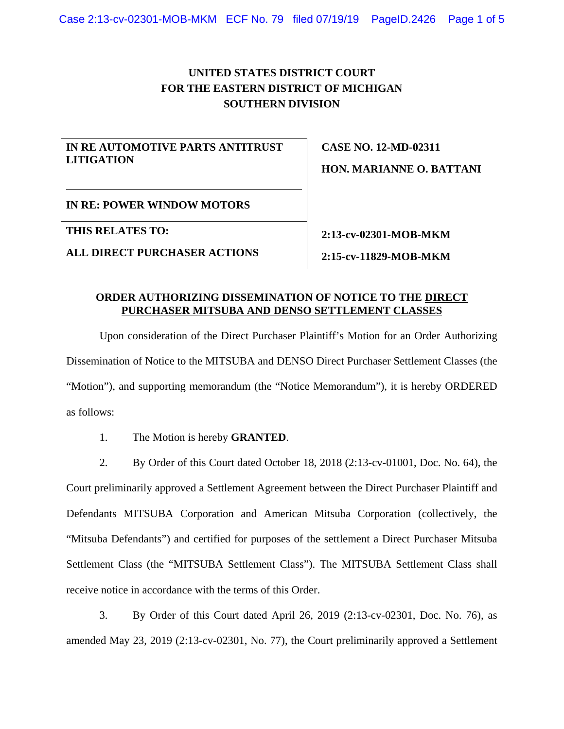**UNITED STATES DISTRICT COURT**
**FOR THE EASTERN DISTRICT OF MICHIGAN**
**SOUTHERN DIVISION**

| | |
|---|---|
| **IN RE AUTOMOTIVE PARTS ANTITRUST LITIGATION** | **CASE NO. 12-MD-02311** **HON. MARIANNE O. BATTANI** |
| **IN RE: POWER WINDOW MOTORS** | |
| **THIS RELATES TO:** **ALL DIRECT PURCHASER ACTIONS** | **2:13-cv-02301-MOB-MKM** **2:15-cv-11829-MOB-MKM** |

**ORDER AUTHORIZING DISSEMINATION OF NOTICE TO THE DIRECT PURCHASER MITSUBA AND DENSO SETTLEMENT CLASSES**

Upon consideration of the Direct Purchaser Plaintiff's Motion for an Order Authorizing Dissemination of Notice to the MITSUBA and DENSO Direct Purchaser Settlement Classes (the "Motion"), and supporting memorandum (the "Notice Memorandum"), it is hereby ORDERED as follows:

1. The Motion is hereby **GRANTED**.

2. By Order of this Court dated October 18, 2018 (2:13-cv-01001, Doc. No. 64), the Court preliminarily approved a Settlement Agreement between the Direct Purchaser Plaintiff and Defendants MITSUBA Corporation and American Mitsuba Corporation (collectively, the "Mitsuba Defendants") and certified for purposes of the settlement a Direct Purchaser Mitsuba Settlement Class (the "MITSUBA Settlement Class"). The MITSUBA Settlement Class shall receive notice in accordance with the terms of this Order.

3. By Order of this Court dated April 26, 2019 (2:13-cv-02301, Doc. No. 76), as amended May 23, 2019 (2:13-cv-02301, No. 77), the Court preliminarily approved a Settlement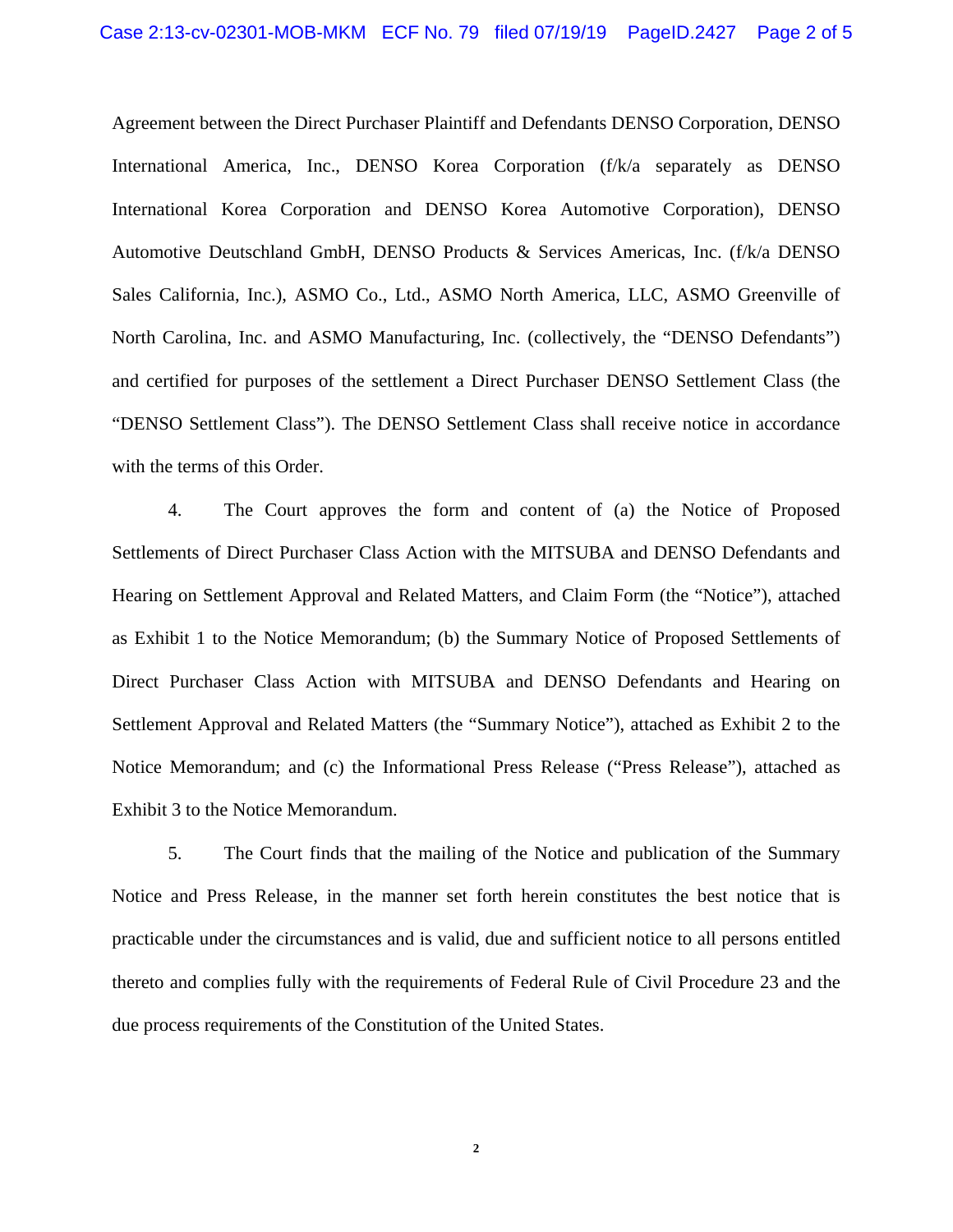Agreement between the Direct Purchaser Plaintiff and Defendants DENSO Corporation, DENSO International America, Inc., DENSO Korea Corporation (f/k/a separately as DENSO International Korea Corporation and DENSO Korea Automotive Corporation), DENSO Automotive Deutschland GmbH, DENSO Products & Services Americas, Inc. (f/k/a DENSO Sales California, Inc.), ASMO Co., Ltd., ASMO North America, LLC, ASMO Greenville of North Carolina, Inc. and ASMO Manufacturing, Inc. (collectively, the "DENSO Defendants") and certified for purposes of the settlement a Direct Purchaser DENSO Settlement Class (the "DENSO Settlement Class"). The DENSO Settlement Class shall receive notice in accordance with the terms of this Order.

4. The Court approves the form and content of (a) the Notice of Proposed Settlements of Direct Purchaser Class Action with the MITSUBA and DENSO Defendants and Hearing on Settlement Approval and Related Matters, and Claim Form (the "Notice"), attached as Exhibit 1 to the Notice Memorandum; (b) the Summary Notice of Proposed Settlements of Direct Purchaser Class Action with MITSUBA and DENSO Defendants and Hearing on Settlement Approval and Related Matters (the "Summary Notice"), attached as Exhibit 2 to the Notice Memorandum; and (c) the Informational Press Release ("Press Release"), attached as Exhibit 3 to the Notice Memorandum.

5. The Court finds that the mailing of the Notice and publication of the Summary Notice and Press Release, in the manner set forth herein constitutes the best notice that is practicable under the circumstances and is valid, due and sufficient notice to all persons entitled thereto and complies fully with the requirements of Federal Rule of Civil Procedure 23 and the due process requirements of the Constitution of the United States.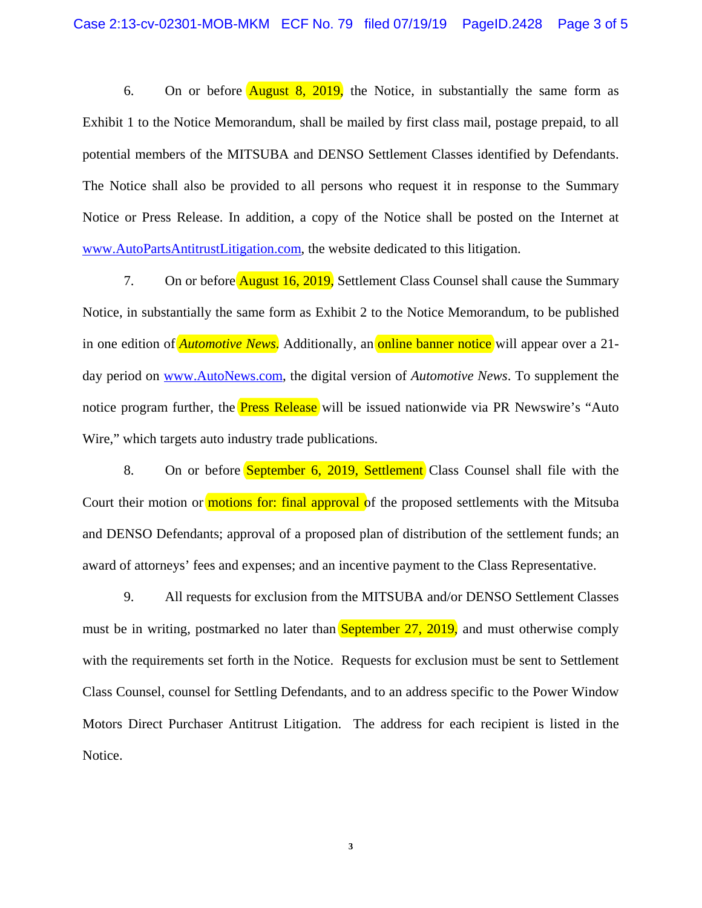6. On or before August 8, 2019, the Notice, in substantially the same form as Exhibit 1 to the Notice Memorandum, shall be mailed by first class mail, postage prepaid, to all potential members of the MITSUBA and DENSO Settlement Classes identified by Defendants. The Notice shall also be provided to all persons who request it in response to the Summary Notice or Press Release. In addition, a copy of the Notice shall be posted on the Internet at www.AutoPartsAntitrustLitigation.com, the website dedicated to this litigation.

7. On or before August 16, 2019, Settlement Class Counsel shall cause the Summary Notice, in substantially the same form as Exhibit 2 to the Notice Memorandum, to be published in one edition of *Automotive News*. Additionally, an online banner notice will appear over a 21-day period on www.AutoNews.com, the digital version of *Automotive News*. To supplement the notice program further, the Press Release will be issued nationwide via PR Newswire's "Auto Wire," which targets auto industry trade publications.

8. On or before September 6, 2019, Settlement Class Counsel shall file with the Court their motion or motions for: final approval of the proposed settlements with the Mitsuba and DENSO Defendants; approval of a proposed plan of distribution of the settlement funds; an award of attorneys' fees and expenses; and an incentive payment to the Class Representative.

9. All requests for exclusion from the MITSUBA and/or DENSO Settlement Classes must be in writing, postmarked no later than September 27, 2019, and must otherwise comply with the requirements set forth in the Notice. Requests for exclusion must be sent to Settlement Class Counsel, counsel for Settling Defendants, and to an address specific to the Power Window Motors Direct Purchaser Antitrust Litigation. The address for each recipient is listed in the Notice.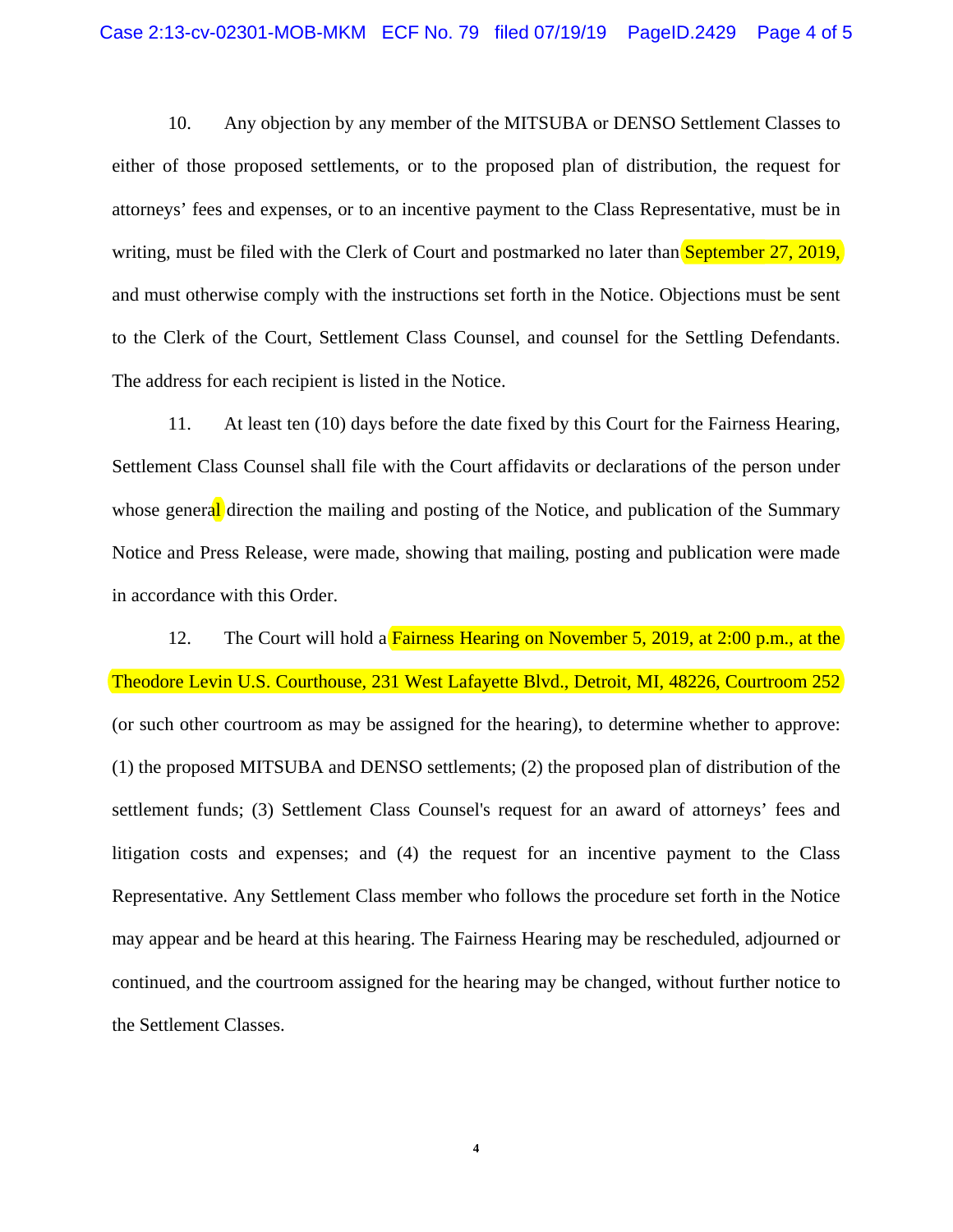10. Any objection by any member of the MITSUBA or DENSO Settlement Classes to either of those proposed settlements, or to the proposed plan of distribution, the request for attorneys' fees and expenses, or to an incentive payment to the Class Representative, must be in writing, must be filed with the Clerk of Court and postmarked no later than September 27, 2019, and must otherwise comply with the instructions set forth in the Notice. Objections must be sent to the Clerk of the Court, Settlement Class Counsel, and counsel for the Settling Defendants. The address for each recipient is listed in the Notice.

11. At least ten (10) days before the date fixed by this Court for the Fairness Hearing, Settlement Class Counsel shall file with the Court affidavits or declarations of the person under whose general direction the mailing and posting of the Notice, and publication of the Summary Notice and Press Release, were made, showing that mailing, posting and publication were made in accordance with this Order.

12. The Court will hold a Fairness Hearing on November 5, 2019, at 2:00 p.m., at the Theodore Levin U.S. Courthouse, 231 West Lafayette Blvd., Detroit, MI, 48226, Courtroom 252 (or such other courtroom as may be assigned for the hearing), to determine whether to approve: (1) the proposed MITSUBA and DENSO settlements; (2) the proposed plan of distribution of the settlement funds; (3) Settlement Class Counsel's request for an award of attorneys' fees and litigation costs and expenses; and (4) the request for an incentive payment to the Class Representative. Any Settlement Class member who follows the procedure set forth in the Notice may appear and be heard at this hearing. The Fairness Hearing may be rescheduled, adjourned or continued, and the courtroom assigned for the hearing may be changed, without further notice to the Settlement Classes.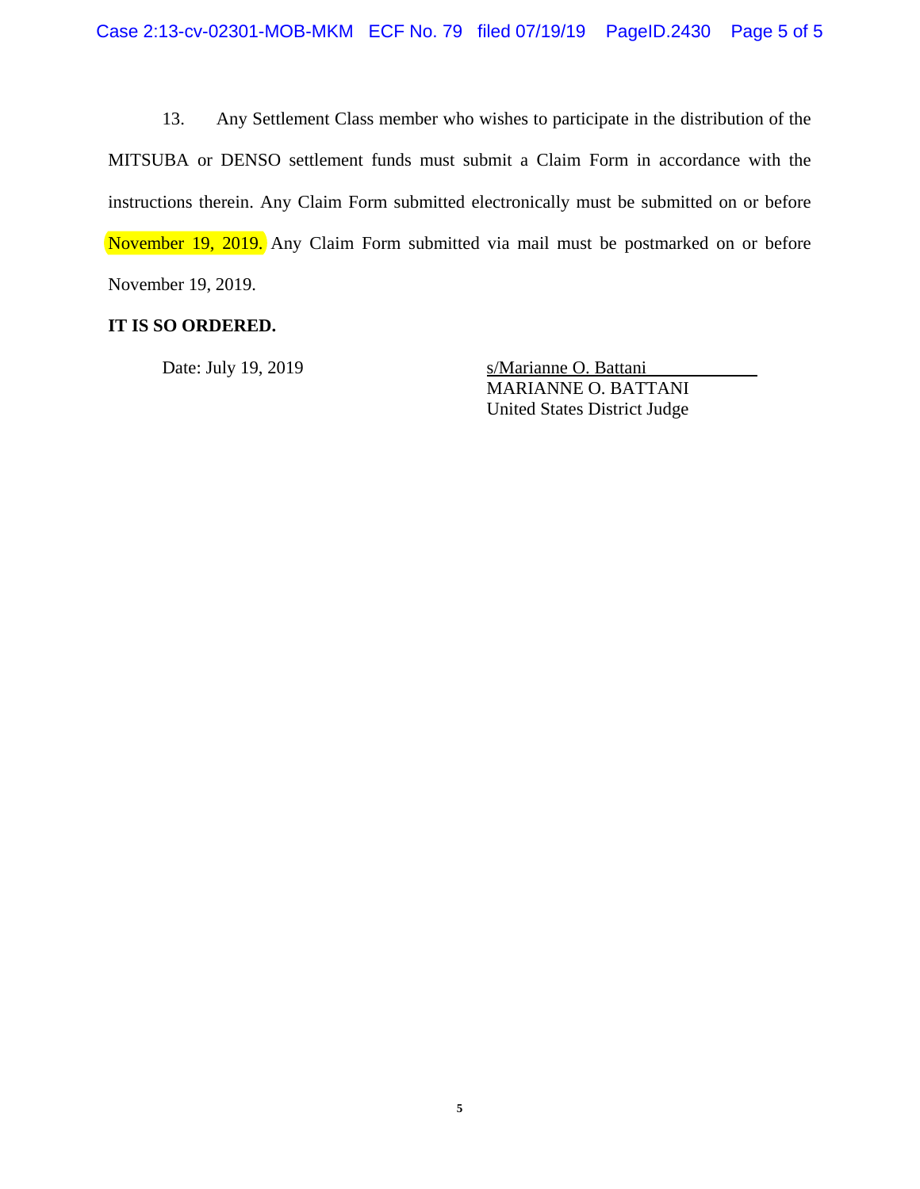13. Any Settlement Class member who wishes to participate in the distribution of the MITSUBA or DENSO settlement funds must submit a Claim Form in accordance with the instructions therein. Any Claim Form submitted electronically must be submitted on or before November 19, 2019. Any Claim Form submitted via mail must be postmarked on or before November 19, 2019.

**IT IS SO ORDERED.**

Date: July 19, 2019

s/Marianne O. Battani
MARIANNE O. BATTANI
United States District Judge